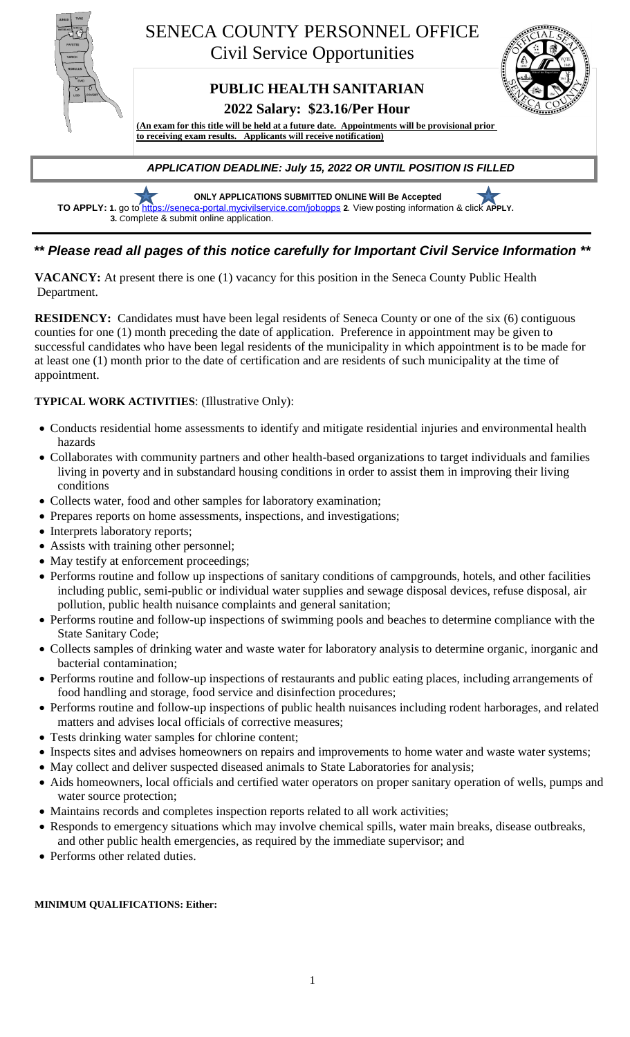# SENECA COUNTY PERSONNEL OFFICE

## Civil Service Opportunities

## PUBLIC HEALTH SANITARIAN

### 2022 Salary: $23.16/Per Hour

**(An exam for this title will be held at a future date. Appointments will be provisional prior to receiving exam results. Applicants will receive notification)**

***APPLICATION DEADLINE: July 15, 2022 OR UNTIL POSITION IS FILLED***

**ONLY APPLICATIONS SUBMITTED ONLINE Will Be Accepted**

**TO APPLY: 1.** go to https://seneca-portal.mycivilservice.com/jobopps **2**. View posting information & click **APPLY**. **3.** Complete & submit online application.

## *\*\* Please read all pages of this notice carefully for Important Civil Service Information \*\**

**VACANCY:** At present there is one (1) vacancy for this position in the Seneca County Public Health Department.

**RESIDENCY:** Candidates must have been legal residents of Seneca County or one of the six (6) contiguous counties for one (1) month preceding the date of application. Preference in appointment may be given to successful candidates who have been legal residents of the municipality in which appointment is to be made for at least one (1) month prior to the date of certification and are residents of such municipality at the time of appointment.

**TYPICAL WORK ACTIVITIES**: (Illustrative Only):

- Conducts residential home assessments to identify and mitigate residential injuries and environmental health hazards
- Collaborates with community partners and other health-based organizations to target individuals and families living in poverty and in substandard housing conditions in order to assist them in improving their living conditions
- Collects water, food and other samples for laboratory examination;
- Prepares reports on home assessments, inspections, and investigations;
- Interprets laboratory reports;
- Assists with training other personnel;
- May testify at enforcement proceedings;
- Performs routine and follow up inspections of sanitary conditions of campgrounds, hotels, and other facilities including public, semi-public or individual water supplies and sewage disposal devices, refuse disposal, air pollution, public health nuisance complaints and general sanitation;
- Performs routine and follow-up inspections of swimming pools and beaches to determine compliance with the State Sanitary Code;
- Collects samples of drinking water and waste water for laboratory analysis to determine organic, inorganic and bacterial contamination;
- Performs routine and follow-up inspections of restaurants and public eating places, including arrangements of food handling and storage, food service and disinfection procedures;
- Performs routine and follow-up inspections of public health nuisances including rodent harborages, and related matters and advises local officials of corrective measures;
- Tests drinking water samples for chlorine content;
- Inspects sites and advises homeowners on repairs and improvements to home water and waste water systems;
- May collect and deliver suspected diseased animals to State Laboratories for analysis;
- Aids homeowners, local officials and certified water operators on proper sanitary operation of wells, pumps and water source protection;
- Maintains records and completes inspection reports related to all work activities;
- Responds to emergency situations which may involve chemical spills, water main breaks, disease outbreaks, and other public health emergencies, as required by the immediate supervisor; and
- Performs other related duties.

**MINIMUM QUALIFICATIONS: Either:**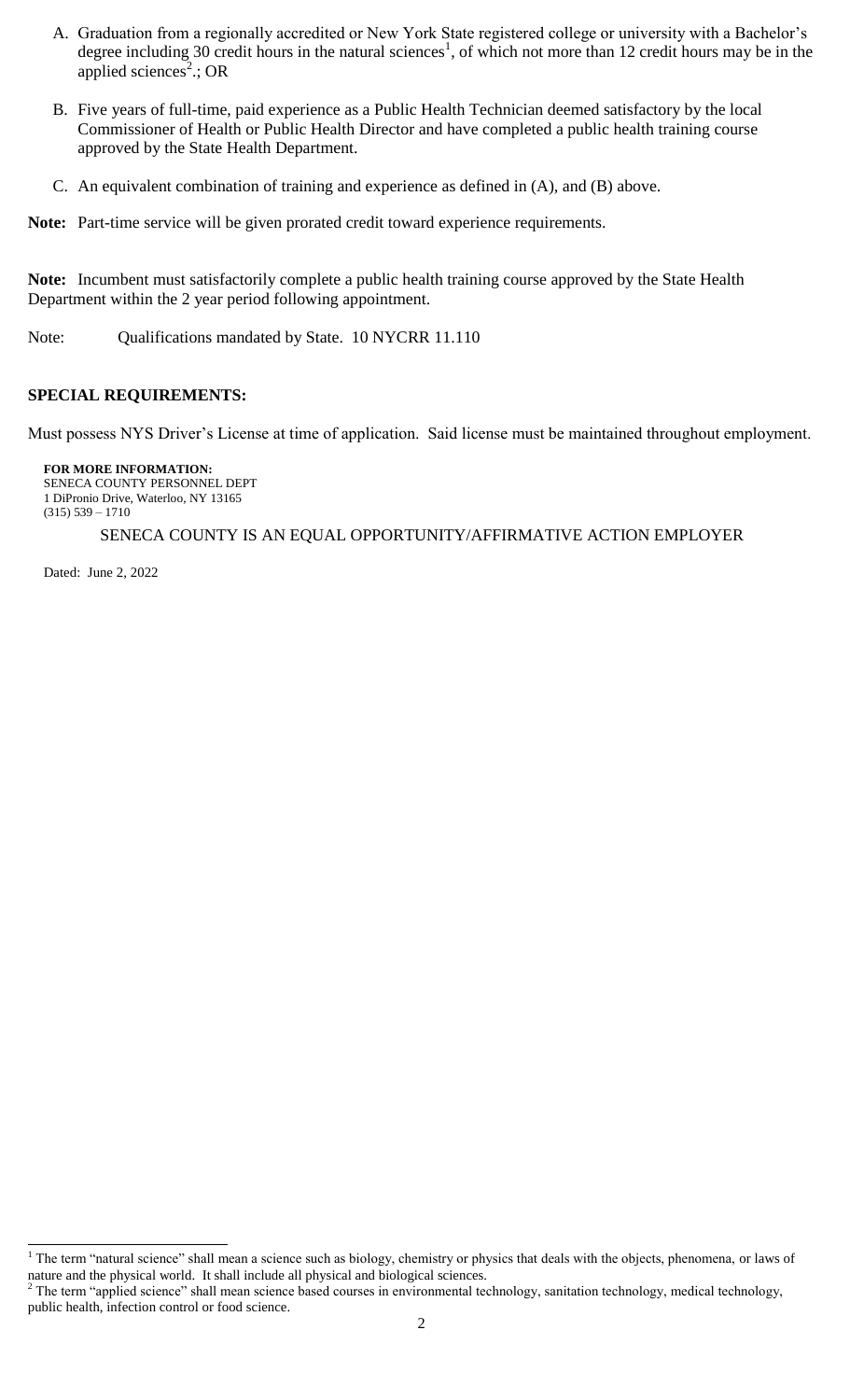A. Graduation from a regionally accredited or New York State registered college or university with a Bachelor's degree including 30 credit hours in the natural sciences[1], of which not more than 12 credit hours may be in the applied sciences[2].; OR

B. Five years of full-time, paid experience as a Public Health Technician deemed satisfactory by the local Commissioner of Health or Public Health Director and have completed a public health training course approved by the State Health Department.

C. An equivalent combination of training and experience as defined in (A), and (B) above.

**Note:** Part-time service will be given prorated credit toward experience requirements.

**Note:** Incumbent must satisfactorily complete a public health training course approved by the State Health Department within the 2 year period following appointment.

Note: Qualifications mandated by State. 10 NYCRR 11.110

**SPECIAL REQUIREMENTS:**

Must possess NYS Driver's License at time of application. Said license must be maintained throughout employment.

**FOR MORE INFORMATION:**
SENECA COUNTY PERSONNEL DEPT
1 DiPronio Drive, Waterloo, NY 13165
(315) 539 – 1710

SENECA COUNTY IS AN EQUAL OPPORTUNITY/AFFIRMATIVE ACTION EMPLOYER

Dated: June 2, 2022

[1] The term "natural science" shall mean a science such as biology, chemistry or physics that deals with the objects, phenomena, or laws of nature and the physical world. It shall include all physical and biological sciences.

[2] The term "applied science" shall mean science based courses in environmental technology, sanitation technology, medical technology, public health, infection control or food science.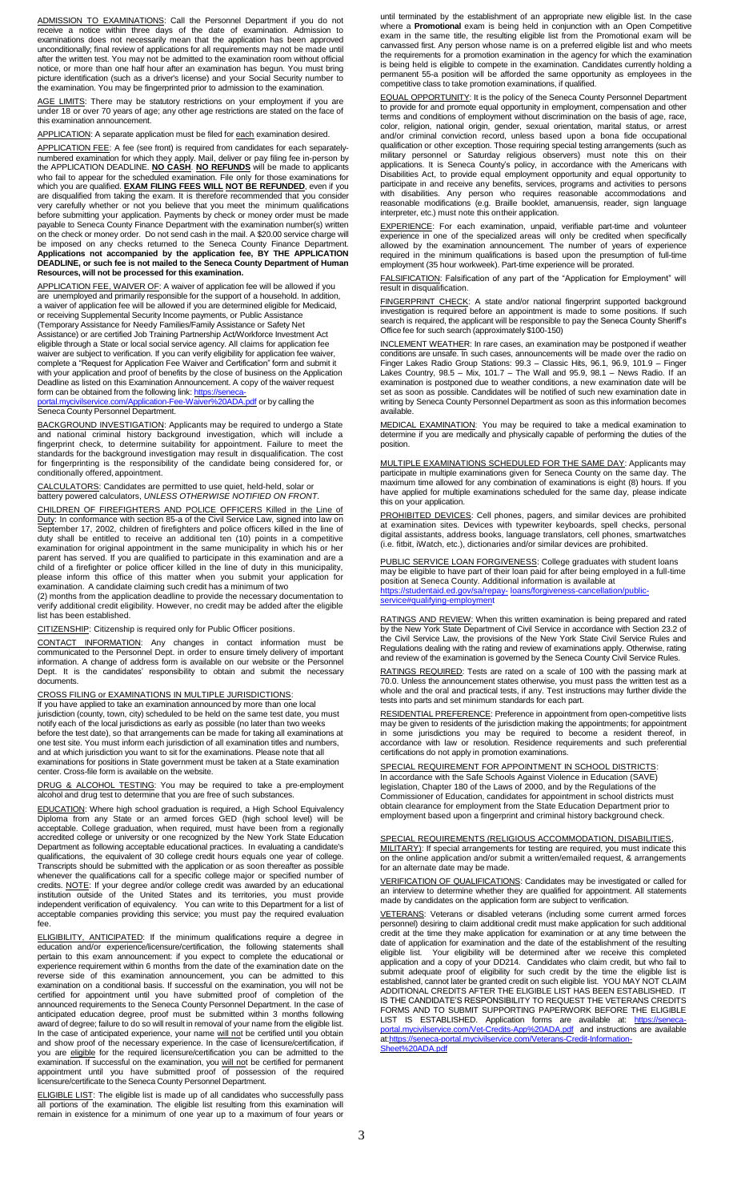ADMISSION TO EXAMINATIONS: Call the Personnel Department if you do not receive a notice within three days of the date of examination. Admission to examinations does not necessarily mean that the application has been approved unconditionally; final review of applications for all requirements may not be made until after the written test. You may not be admitted to the examination room without official notice, or more than one half hour after an examination has begun. You must bring picture identification (such as a driver's license) and your Social Security number to the examination. You may be fingerprinted prior to admission to the examination.

AGE LIMITS: There may be statutory restrictions on your employment if you are under 18 or over 70 years of age; any other age restrictions are stated on the face of this examination announcement.

APPLICATION: A separate application must be filed for each examination desired.

APPLICATION FEE: A fee (see front) is required from candidates for each separately-numbered examination for which they apply. Mail, deliver or pay filing fee in-person by the APPLICATION DEADLINE. **NO CASH**. **NO REFUNDS** will be made to applicants who fail to appear for the scheduled examination. File only for those examinations for which you are qualified. **EXAM FILING FEES WILL NOT BE REFUNDED**, even if you are disqualified from taking the exam. It is therefore recommended that you consider very carefully whether or not you believe that you meet the minimum qualifications before submitting your application. Payments by check or money order must be made payable to Seneca County Finance Department with the examination number(s) written on the check or money order. Do not send cash in the mail. A $20.00 service charge will be imposed on any checks returned to the Seneca County Finance Department. **Applications not accompanied by the application fee, BY THE APPLICATION DEADLINE, or such fee is not mailed to the Seneca County Department of Human Resources, will not be processed for this examination.**

APPLICATION FEE, WAIVER OF: A waiver of application fee will be allowed if you are unemployed and primarily responsible for the support of a household. In addition, a waiver of application fee will be allowed if you are determined eligible for Medicaid, or receiving Supplemental Security Income payments, or Public Assistance (Temporary Assistance for Needy Families/Family Assistance or Safety Net Assistance) or are certified Job Training Partnership Act/Workforce Investment Act eligible through a State or local social service agency. All claims for application fee waiver are subject to verification. If you can verify eligibility for application fee waiver, complete a "Request for Application Fee Waiver and Certification" form and submit it with your application and proof of benefits by the close of business on the Application Deadline as listed on this Examination Announcement. A copy of the waiver request form can be obtained from the following link: https://seneca-portal.mycivilservice.com/Application-Fee-Waiver%20ADA.pdf or by calling the Seneca County Personnel Department.

BACKGROUND INVESTIGATION: Applicants may be required to undergo a State and national criminal history background investigation, which will include a fingerprint check, to determine suitability for appointment. Failure to meet the standards for the background investigation may result in disqualification. The cost for fingerprinting is the responsibility of the candidate being considered for, or conditionally offered, appointment.

CALCULATORS: Candidates are permitted to use quiet, held-held, solar or battery powered calculators, *UNLESS OTHERWISE NOTIFIED ON FRONT*.

CHILDREN OF FIREFIGHTERS AND POLICE OFFICERS Killed in the Line of Duty: In conformance with section 85-a of the Civil Service Law, signed into law on September 17, 2002, children of firefighters and police officers killed in the line of duty shall be entitled to receive an additional ten (10) points in a competitive examination for original appointment in the same municipality in which his or her parent has served. If you are qualified to participate in this examination and are a child of a firefighter or police officer killed in the line of duty in this municipality, please inform this office of this matter when you submit your application for examination. A candidate claiming such credit has a minimum of two (2) months from the application deadline to provide the necessary documentation to verify additional credit eligibility. However, no credit may be added after the eligible list has been established.

CITIZENSHIP: Citizenship is required only for Public Officer positions.

CONTACT INFORMATION: Any changes in contact information must be communicated to the Personnel Dept. in order to ensure timely delivery of important information. A change of address form is available on our website or the Personnel Dept. It is the candidates' responsibility to obtain and submit the necessary documents.

CROSS FILING or EXAMINATIONS IN MULTIPLE JURISDICTIONS: If you have applied to take an examination announced by more than one local jurisdiction (county, town, city) scheduled to be held on the same test date, you must notify each of the local jurisdictions as early as possible (no later than two weeks before the test date), so that arrangements can be made for taking all examinations at one test site. You must inform each jurisdiction of all examination titles and numbers, and at which jurisdiction you want to sit for the examinations. Please note that all examinations for positions in State government must be taken at a State examination center. Cross-file form is available on the website.

DRUG & ALCOHOL TESTING: You may be required to take a pre-employment alcohol and drug test to determine that you are free of such substances.

EDUCATION: Where high school graduation is required, a High School Equivalency Diploma from any State or an armed forces GED (high school level) will be acceptable. College graduation, when required, must have been from a regionally accredited college or university or one recognized by the New York State Education Department as following acceptable educational practices. In evaluating a candidate's qualifications, the equivalent of 30 college credit hours equals one year of college. Transcripts should be submitted with the application or as soon thereafter as possible whenever the qualifications call for a specific college major or specified number of credits. NOTE: If your degree and/or college credit was awarded by an educational institution outside of the United States and its territories, you must provide independent verification of equivalency. You can write to this Department for a list of acceptable companies providing this service; you must pay the required evaluation fee.

ELIGIBILITY, ANTICIPATED: If the minimum qualifications require a degree in education and/or experience/licensure/certification, the following statements shall pertain to this exam announcement: if you expect to complete the educational or experience requirement within 6 months from the date of the examination date on the reverse side of this examination announcement, you can be admitted to this examination on a conditional basis. If successful on the examination, you will not be certified for appointment until you have submitted proof of completion of the announced requirements to the Seneca County Personnel Department. In the case of anticipated education degree, proof must be submitted within 3 months following award of degree; failure to do so will result in removal of your name from the eligible list. In the case of anticipated experience, your name will not be certified until you obtain and show proof of the necessary experience. In the case of licensure/certification, if you are eligible for the required licensure/certification you can be admitted to the examination. If successful on the examination, you will not be certified for permanent appointment until you have submitted proof of possession of the required licensure/certificate to the Seneca County Personnel Department.

ELIGIBLE LIST: The eligible list is made up of all candidates who successfully pass all portions of the examination. The eligible list resulting from this examination will remain in existence for a minimum of one year up to a maximum of four years or until terminated by the establishment of an appropriate new eligible list. In the case where a **Promotional** exam is being held in conjunction with an Open Competitive exam in the same title, the resulting eligible list from the Promotional exam will be canvassed first. Any person whose name is on a preferred eligible list and who meets the requirements for a promotion examination in the agency for which the examination is being held is eligible to compete in the examination. Candidates currently holding a permanent 55-a position will be afforded the same opportunity as employees in the competitive class to take promotion examinations, if qualified.

EQUAL OPPORTUNITY: It is the policy of the Seneca County Personnel Department to provide for and promote equal opportunity in employment, compensation and other terms and conditions of employment without discrimination on the basis of age, race, color, religion, national origin, gender, sexual orientation, marital status, or arrest and/or criminal conviction record, unless based upon a bona fide occupational qualification or other exception. Those requiring special testing arrangements (such as military personnel or Saturday religious observers) must note this on their applications. It is Seneca County's policy, in accordance with the Americans with Disabilities Act, to provide equal employment opportunity and equal opportunity to participate in and receive any benefits, services, programs and activities to persons with disabilities. Any person who requires reasonable accommodations and reasonable modifications (e.g. Braille booklet, amanuensis, reader, sign language interpreter, etc.) must note this on their application.

EXPERIENCE: For each examination, unpaid, verifiable part-time and volunteer experience in one of the specialized areas will only be credited when specifically allowed by the examination announcement. The number of years of experience required in the minimum qualifications is based upon the presumption of full-time employment (35 hour workweek). Part-time experience will be prorated.

FALSIFICATION: Falsification of any part of the "Application for Employment" will result in disqualification.

FINGERPRINT CHECK: A state and/or national fingerprint supported background investigation is required before an appointment is made to some positions. If such search is required, the applicant will be responsible to pay the Seneca County Sheriff's Office fee for such search (approximately $100-150)

INCLEMENT WEATHER: In rare cases, an examination may be postponed if weather conditions are unsafe. In such cases, announcements will be made over the radio on Finger Lakes Radio Group Stations: 99.3 – Classic Hits, 96.1, 96.9, 101.9 – Finger Lakes Country, 98.5 – Mix, 101.7 – The Wall and 95.9, 98.1 – News Radio. If an examination is postponed due to weather conditions, a new examination date will be set as soon as possible. Candidates will be notified of such new examination date in writing by Seneca County Personnel Department as soon as this information becomes available.

MEDICAL EXAMINATION: You may be required to take a medical examination to determine if you are medically and physically capable of performing the duties of the position.

MULTIPLE EXAMINATIONS SCHEDULED FOR THE SAME DAY: Applicants may participate in multiple examinations given for Seneca County on the same day. The maximum time allowed for any combination of examinations is eight (8) hours. If you have applied for multiple examinations scheduled for the same day, please indicate this on your application.

PROHIBITED DEVICES: Cell phones, pagers, and similar devices are prohibited at examination sites. Devices with typewriter keyboards, spell checks, personal digital assistants, address books, language translators, cell phones, smartwatches (i.e. fitbit, iWatch, etc.), dictionaries and/or similar devices are prohibited.

PUBLIC SERVICE LOAN FORGIVENESS: College graduates with student loans may be eligible to have part of their loan paid for after being employed in a full-time position at Seneca County. Additional information is available at https://studentaid.ed.gov/sa/repay- loans/forgiveness-cancellation/public-service#qualifying-employment

RATINGS AND REVIEW: When this written examination is being prepared and rated by the New York State Department of Civil Service in accordance with Section 23.2 of the Civil Service Law, the provisions of the New York State Civil Service Rules and Regulations dealing with the rating and review of examinations apply. Otherwise, rating and review of the examination is governed by the Seneca County Civil Service Rules.

RATINGS REQUIRED: Tests are rated on a scale of 100 with the passing mark at 70.0. Unless the announcement states otherwise, you must pass the written test as a whole and the oral and practical tests, if any. Test instructions may further divide the tests into parts and set minimum standards for each part.

RESIDENTIAL PREFERENCE: Preference in appointment from open-competitive lists may be given to residents of the jurisdiction making the appointments; for appointment in some jurisdictions you may be required to become a resident thereof, in accordance with law or resolution. Residence requirements and such preferential certifications do not apply in promotion examinations.

SPECIAL REQUIREMENT FOR APPOINTMENT IN SCHOOL DISTRICTS: In accordance with the Safe Schools Against Violence in Education (SAVE) legislation, Chapter 180 of the Laws of 2000, and by the Regulations of the Commissioner of Education, candidates for appointment in school districts must obtain clearance for employment from the State Education Department prior to employment based upon a fingerprint and criminal history background check.

SPECIAL REQUIREMENTS (RELIGIOUS ACCOMMODATION, DISABILITIES, MILITARY): If special arrangements for testing are required, you must indicate this on the online application and/or submit a written/emailed request, & arrangements for an alternate date may be made.

VERIFICATION OF QUALIFICATIONS: Candidates may be investigated or called for an interview to determine whether they are qualified for appointment. All statements made by candidates on the application form are subject to verification.

VETERANS: Veterans or disabled veterans (including some current armed forces personnel) desiring to claim additional credit must make application for such additional credit at the time they make application for examination or at any time between the date of application for examination and the date of the establishment of the resulting eligible list. Your eligibility will be determined after we receive this completed application and a copy of your DD214. Candidates who claim credit, but who fail to submit adequate proof of eligibility for such credit by the time the eligible list is established, cannot later be granted credit on such eligible list. YOU MAY NOT CLAIM ADDITIONAL CREDITS AFTER THE ELIGIBLE LIST HAS BEEN ESTABLISHED. IT IS THE CANDIDATE'S RESPONSIBILITY TO REQUEST THE VETERANS CREDITS FORMS AND TO SUBMIT SUPPORTING PAPERWORK BEFORE THE ELIGIBLE LIST IS ESTABLISHED. Application forms are available at: https://seneca-portal.mycivilservice.com/Vet-Credits-App%20ADA.pdf and instructions are available at: https://seneca-portal.mycivilservice.com/Veterans-Credit-Information-Sheet%20ADA.pdf